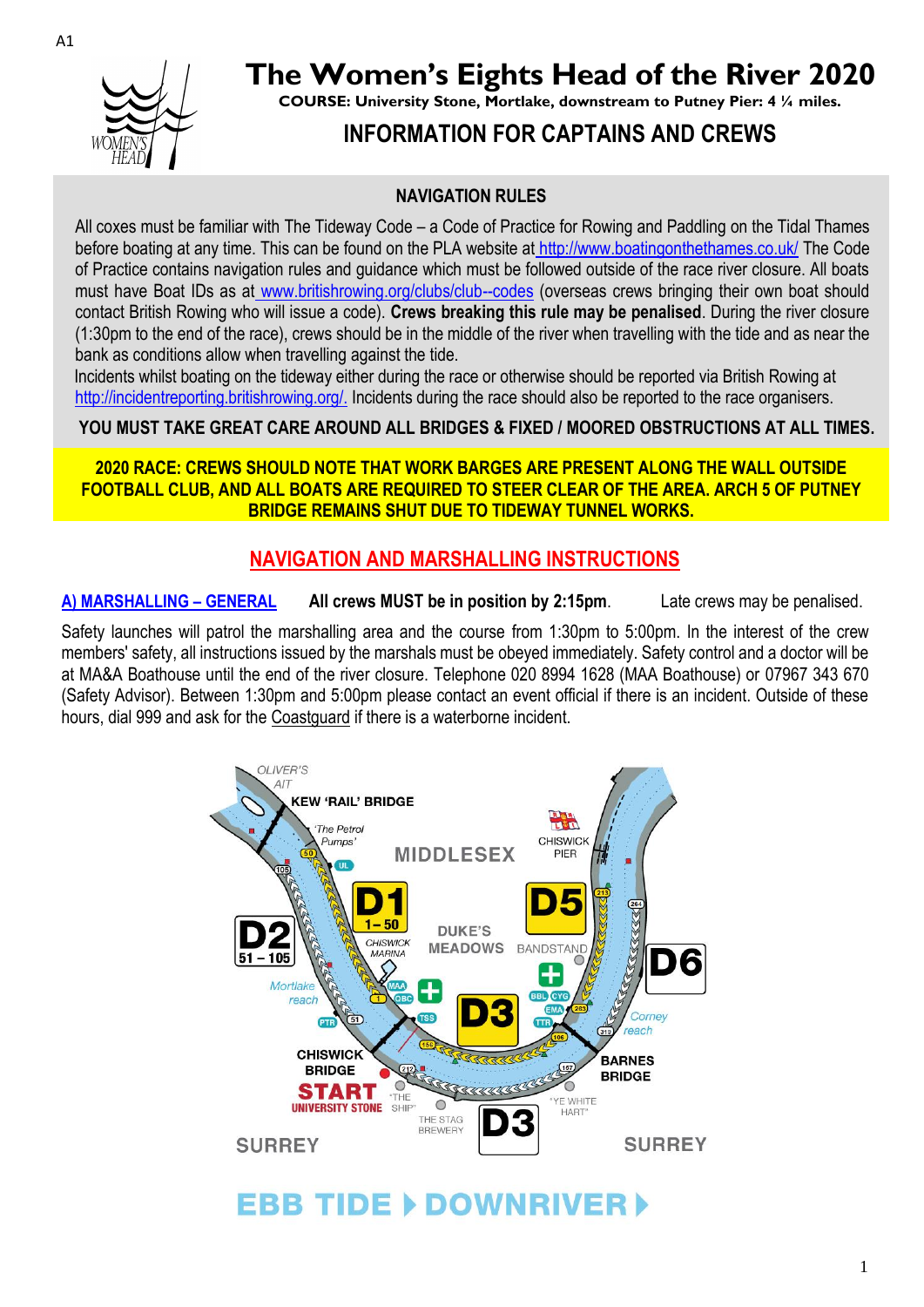A1

# The Women's Eights Head of the River 2020

**COURSE: University Stone, Mortlake, downstream to Putney Pier: 4 ¼ miles.**

## INFORMATION FOR CAPTAINS AND CREWS

### NAVIGATION RULES

All coxes must be familiar with The Tideway Code – a Code of Practice for Rowing and Paddling on the Tidal Thames before boating at any time. This can be found on the PLA website at http://www.boatingonthethames.co.uk/ The Code of Practice contains navigation rules and guidance which must be followed outside of the race river closure. All boats must have Boat IDs as at www.britishrowing.org/clubs/club--codes (overseas crews bringing their own boat should contact British Rowing who will issue a code). **Crews breaking this rule may be penalised**. During the river closure (1:30pm to the end of the race), crews should be in the middle of the river when travelling with the tide and as near the bank as conditions allow when travelling against the tide.

Incidents whilst boating on the tideway either during the race or otherwise should be reported via British Rowing at http://incidentreporting.britishrowing.org/. Incidents during the race should also be reported to the race organisers.

**YOU MUST TAKE GREAT CARE AROUND ALL BRIDGES & FIXED / MOORED OBSTRUCTIONS AT ALL TIMES.**

**2020 RACE: CREWS SHOULD NOTE THAT WORK BARGES ARE PRESENT ALONG THE WALL OUTSIDE FOOTBALL CLUB, AND ALL BOATS ARE REQUIRED TO STEER CLEAR OF THE AREA. ARCH 5 OF PUTNEY BRIDGE REMAINS SHUT DUE TO TIDEWAY TUNNEL WORKS.**

## NAVIGATION AND MARSHALLING INSTRUCTIONS

**A) MARSHALLING – GENERAL** **All crews MUST be in position by 2:15pm**. Late crews may be penalised.

Safety launches will patrol the marshalling area and the course from 1:30pm to 5:00pm. In the interest of the crew members' safety, all instructions issued by the marshals must be obeyed immediately. Safety control and a doctor will be at MA&A Boathouse until the end of the river closure. Telephone 020 8994 1628 (MAA Boathouse) or 07967 343 670 (Safety Advisor). Between 1:30pm and 5:00pm please contact an event official if there is an incident. Outside of these hours, dial 999 and ask for the Coastguard if there is a waterborne incident.

OLIVER'S AIT · KEW 'RAIL' BRIDGE · 'The Petrol Pumps' · MIDDLESEX · CHISWICK PIER · D1 1 – 50 · D5 · D2 51 – 105 · CHISWICK MARINA · DUKE'S MEADOWS · BANDSTAND · D6 · Mortlake reach · D3 · Corney reach · CHISWICK BRIDGE · BARNES BRIDGE · START UNIVERSITY STONE · "THE SHIP" · THE STAG BREWERY · D3 · "YE WHITE HART" · SURREY · SURREY

EBB TIDE ▶ DOWNRIVER ▶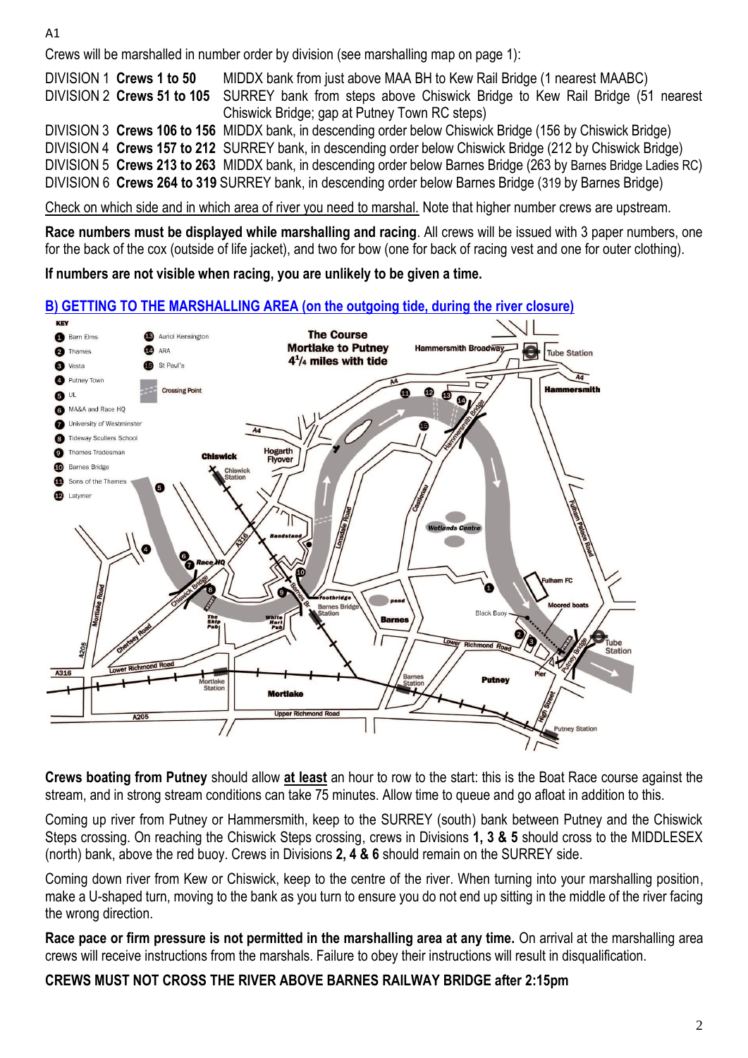A1

Crews will be marshalled in number order by division (see marshalling map on page 1):

DIVISION 1 **Crews 1 to 50** MIDDX bank from just above MAA BH to Kew Rail Bridge (1 nearest MAABC)
DIVISION 2 **Crews 51 to 105** SURREY bank from steps above Chiswick Bridge to Kew Rail Bridge (51 nearest Chiswick Bridge; gap at Putney Town RC steps)
DIVISION 3 **Crews 106 to 156** MIDDX bank, in descending order below Chiswick Bridge (156 by Chiswick Bridge)
DIVISION 4 **Crews 157 to 212** SURREY bank, in descending order below Chiswick Bridge (212 by Chiswick Bridge)
DIVISION 5 **Crews 213 to 263** MIDDX bank, in descending order below Barnes Bridge (263 by Barnes Bridge Ladies RC)
DIVISION 6 **Crews 264 to 319** SURREY bank, in descending order below Barnes Bridge (319 by Barnes Bridge)

Check on which side and in which area of river you need to marshal. Note that higher number crews are upstream.

**Race numbers must be displayed while marshalling and racing**. All crews will be issued with 3 paper numbers, one for the back of the cox (outside of life jacket), and two for bow (one for back of racing vest and one for outer clothing).

**If numbers are not visible when racing, you are unlikely to be given a time.**

## B) GETTING TO THE MARSHALLING AREA (on the outgoing tide, during the river closure)

KEY
1 Barn Elms
2 Thames
3 Vesta
4 Putney Town
5 UL
6 MAA&A and Race HQ
7 University of Westminster
8 Tideway Scullers School
9 Thames Tradesman
10 Barnes Bridge
11 Sons of the Thames
12 Latymer
13 Auriol Kensington
14 ARA
15 St Paul's
Crossing Point

The Course
Mortlake to Putney
4¼ miles with tide

**Crews boating from Putney** should allow **at least** an hour to row to the start: this is the Boat Race course against the stream, and in strong stream conditions can take 75 minutes. Allow time to queue and go afloat in addition to this.

Coming up river from Putney or Hammersmith, keep to the SURREY (south) bank between Putney and the Chiswick Steps crossing. On reaching the Chiswick Steps crossing, crews in Divisions **1, 3 & 5** should cross to the MIDDLESEX (north) bank, above the red buoy. Crews in Divisions **2, 4 & 6** should remain on the SURREY side.

Coming down river from Kew or Chiswick, keep to the centre of the river. When turning into your marshalling position, make a U-shaped turn, moving to the bank as you turn to ensure you do not end up sitting in the middle of the river facing the wrong direction.

**Race pace or firm pressure is not permitted in the marshalling area at any time.** On arrival at the marshalling area crews will receive instructions from the marshals. Failure to obey their instructions will result in disqualification.

**CREWS MUST NOT CROSS THE RIVER ABOVE BARNES RAILWAY BRIDGE after 2:15pm**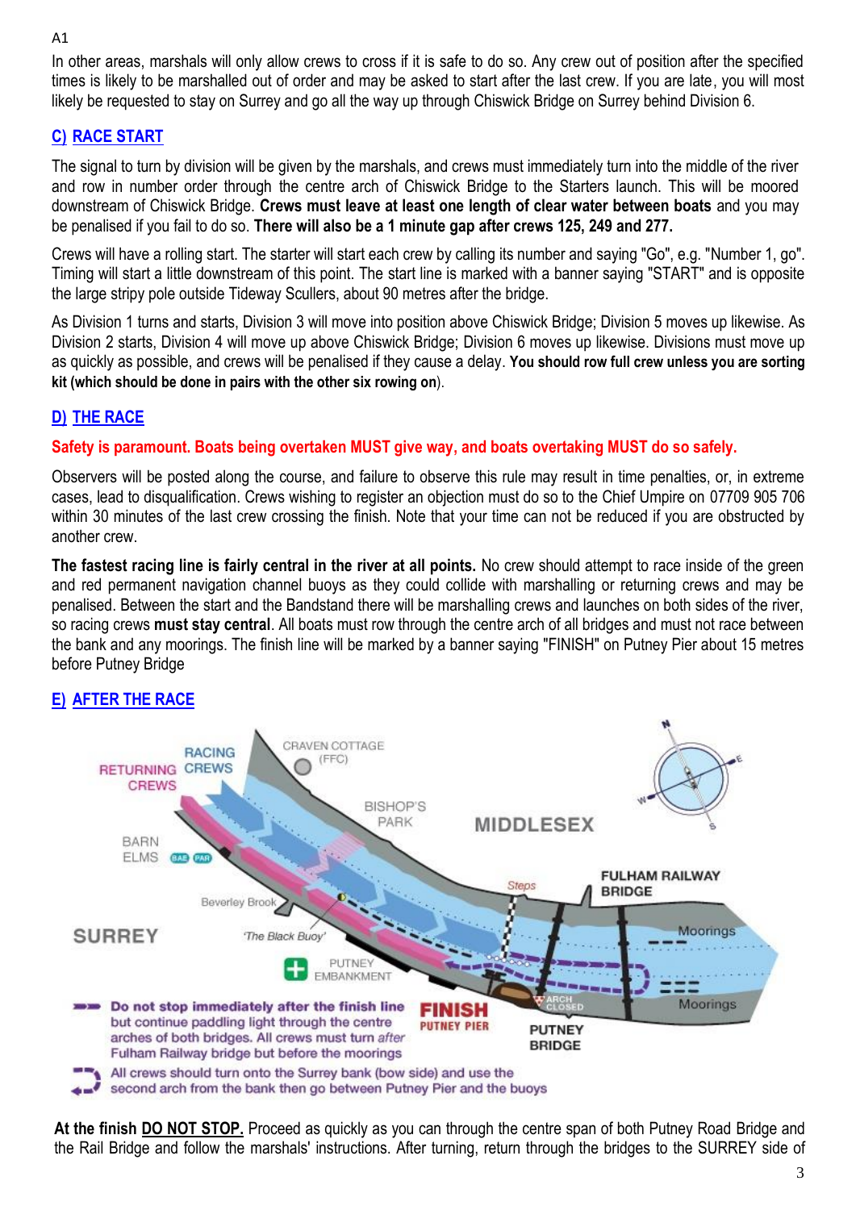A1

In other areas, marshals will only allow crews to cross if it is safe to do so. Any crew out of position after the specified times is likely to be marshalled out of order and may be asked to start after the last crew. If you are late, you will most likely be requested to stay on Surrey and go all the way up through Chiswick Bridge on Surrey behind Division 6.

## C) RACE START

The signal to turn by division will be given by the marshals, and crews must immediately turn into the middle of the river and row in number order through the centre arch of Chiswick Bridge to the Starters launch. This will be moored downstream of Chiswick Bridge. **Crews must leave at least one length of clear water between boats** and you may be penalised if you fail to do so. **There will also be a 1 minute gap after crews 125, 249 and 277.**

Crews will have a rolling start. The starter will start each crew by calling its number and saying "Go", e.g. "Number 1, go". Timing will start a little downstream of this point. The start line is marked with a banner saying "START" and is opposite the large stripy pole outside Tideway Scullers, about 90 metres after the bridge.

As Division 1 turns and starts, Division 3 will move into position above Chiswick Bridge; Division 5 moves up likewise. As Division 2 starts, Division 4 will move up above Chiswick Bridge; Division 6 moves up likewise. Divisions must move up as quickly as possible, and crews will be penalised if they cause a delay. **You should row full crew unless you are sorting kit (which should be done in pairs with the other six rowing on)**.

## D) THE RACE

**Safety is paramount. Boats being overtaken MUST give way, and boats overtaking MUST do so safely.**

Observers will be posted along the course, and failure to observe this rule may result in time penalties, or, in extreme cases, lead to disqualification. Crews wishing to register an objection must do so to the Chief Umpire on 07709 905 706 within 30 minutes of the last crew crossing the finish. Note that your time can not be reduced if you are obstructed by another crew.

**The fastest racing line is fairly central in the river at all points.** No crew should attempt to race inside of the green and red permanent navigation channel buoys as they could collide with marshalling or returning crews and may be penalised. Between the start and the Bandstand there will be marshalling crews and launches on both sides of the river, so racing crews **must stay central**. All boats must row through the centre arch of all bridges and must not race between the bank and any moorings. The finish line will be marked by a banner saying "FINISH" on Putney Pier about 15 metres before Putney Bridge

## E) AFTER THE RACE

RACING CREWS
RETURNING CREWS
CRAVEN COTTAGE (FFC)
BISHOP'S PARK
MIDDLESEX
BARN ELMS
Beverley Brook
'The Black Buoy'
SURREY
PUTNEY EMBANKMENT
Steps
FULHAM RAILWAY BRIDGE
Moorings
ARCH CLOSED
Moorings
FINISH
PUTNEY PIER
PUTNEY BRIDGE
N E S W

Do not stop immediately after the finish line but continue paddling light through the centre arches of both bridges. All crews must turn *after* Fulham Railway bridge but before the moorings

All crews should turn onto the Surrey bank (bow side) and use the second arch from the bank then go between Putney Pier and the buoys

**At the finish** **DO NOT STOP.** Proceed as quickly as you can through the centre span of both Putney Road Bridge and the Rail Bridge and follow the marshals' instructions. After turning, return through the bridges to the SURREY side of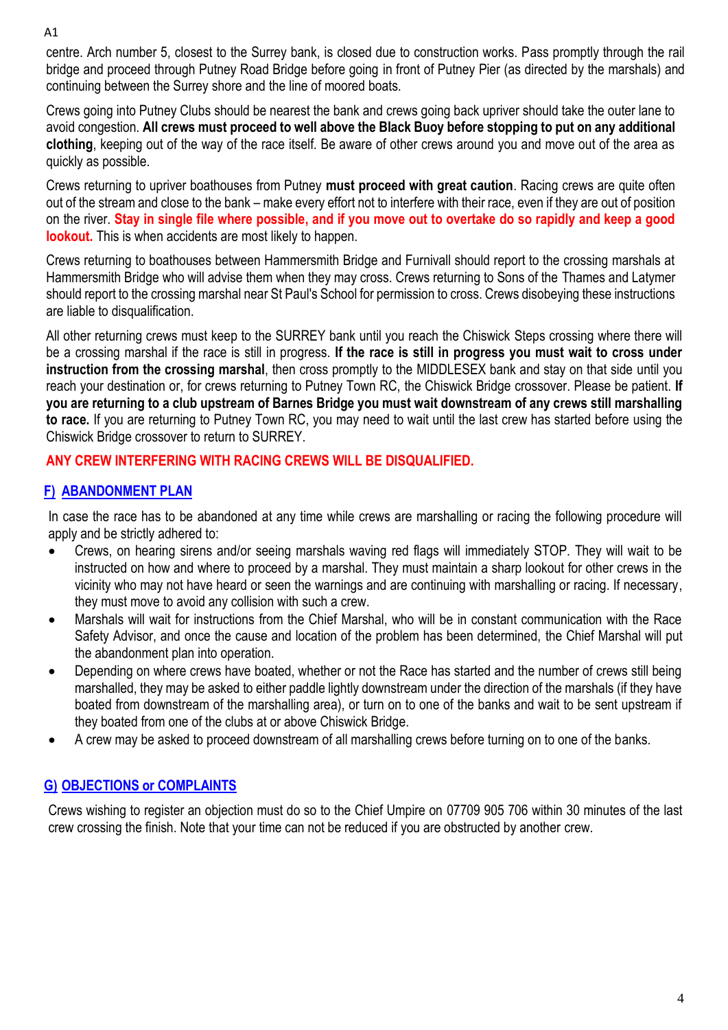centre. Arch number 5, closest to the Surrey bank, is closed due to construction works. Pass promptly through the rail bridge and proceed through Putney Road Bridge before going in front of Putney Pier (as directed by the marshals) and continuing between the Surrey shore and the line of moored boats.

Crews going into Putney Clubs should be nearest the bank and crews going back upriver should take the outer lane to avoid congestion. **All crews must proceed to well above the Black Buoy before stopping to put on any additional clothing**, keeping out of the way of the race itself. Be aware of other crews around you and move out of the area as quickly as possible.

Crews returning to upriver boathouses from Putney **must proceed with great caution**. Racing crews are quite often out of the stream and close to the bank – make every effort not to interfere with their race, even if they are out of position on the river. **Stay in single file where possible, and if you move out to overtake do so rapidly and keep a good lookout.** This is when accidents are most likely to happen.

Crews returning to boathouses between Hammersmith Bridge and Furnivall should report to the crossing marshals at Hammersmith Bridge who will advise them when they may cross. Crews returning to Sons of the Thames and Latymer should report to the crossing marshal near St Paul's School for permission to cross. Crews disobeying these instructions are liable to disqualification.

All other returning crews must keep to the SURREY bank until you reach the Chiswick Steps crossing where there will be a crossing marshal if the race is still in progress. **If the race is still in progress you must wait to cross under instruction from the crossing marshal**, then cross promptly to the MIDDLESEX bank and stay on that side until you reach your destination or, for crews returning to Putney Town RC, the Chiswick Bridge crossover. Please be patient. **If you are returning to a club upstream of Barnes Bridge you must wait downstream of any crews still marshalling to race.** If you are returning to Putney Town RC, you may need to wait until the last crew has started before using the Chiswick Bridge crossover to return to SURREY.

**ANY CREW INTERFERING WITH RACING CREWS WILL BE DISQUALIFIED.**

## F) ABANDONMENT PLAN

In case the race has to be abandoned at any time while crews are marshalling or racing the following procedure will apply and be strictly adhered to:

- Crews, on hearing sirens and/or seeing marshals waving red flags will immediately STOP. They will wait to be instructed on how and where to proceed by a marshal. They must maintain a sharp lookout for other crews in the vicinity who may not have heard or seen the warnings and are continuing with marshalling or racing. If necessary, they must move to avoid any collision with such a crew.
- Marshals will wait for instructions from the Chief Marshal, who will be in constant communication with the Race Safety Advisor, and once the cause and location of the problem has been determined, the Chief Marshal will put the abandonment plan into operation.
- Depending on where crews have boated, whether or not the Race has started and the number of crews still being marshalled, they may be asked to either paddle lightly downstream under the direction of the marshals (if they have boated from downstream of the marshalling area), or turn on to one of the banks and wait to be sent upstream if they boated from one of the clubs at or above Chiswick Bridge.
- A crew may be asked to proceed downstream of all marshalling crews before turning on to one of the banks.

## G) OBJECTIONS or COMPLAINTS

Crews wishing to register an objection must do so to the Chief Umpire on 07709 905 706 within 30 minutes of the last crew crossing the finish. Note that your time can not be reduced if you are obstructed by another crew.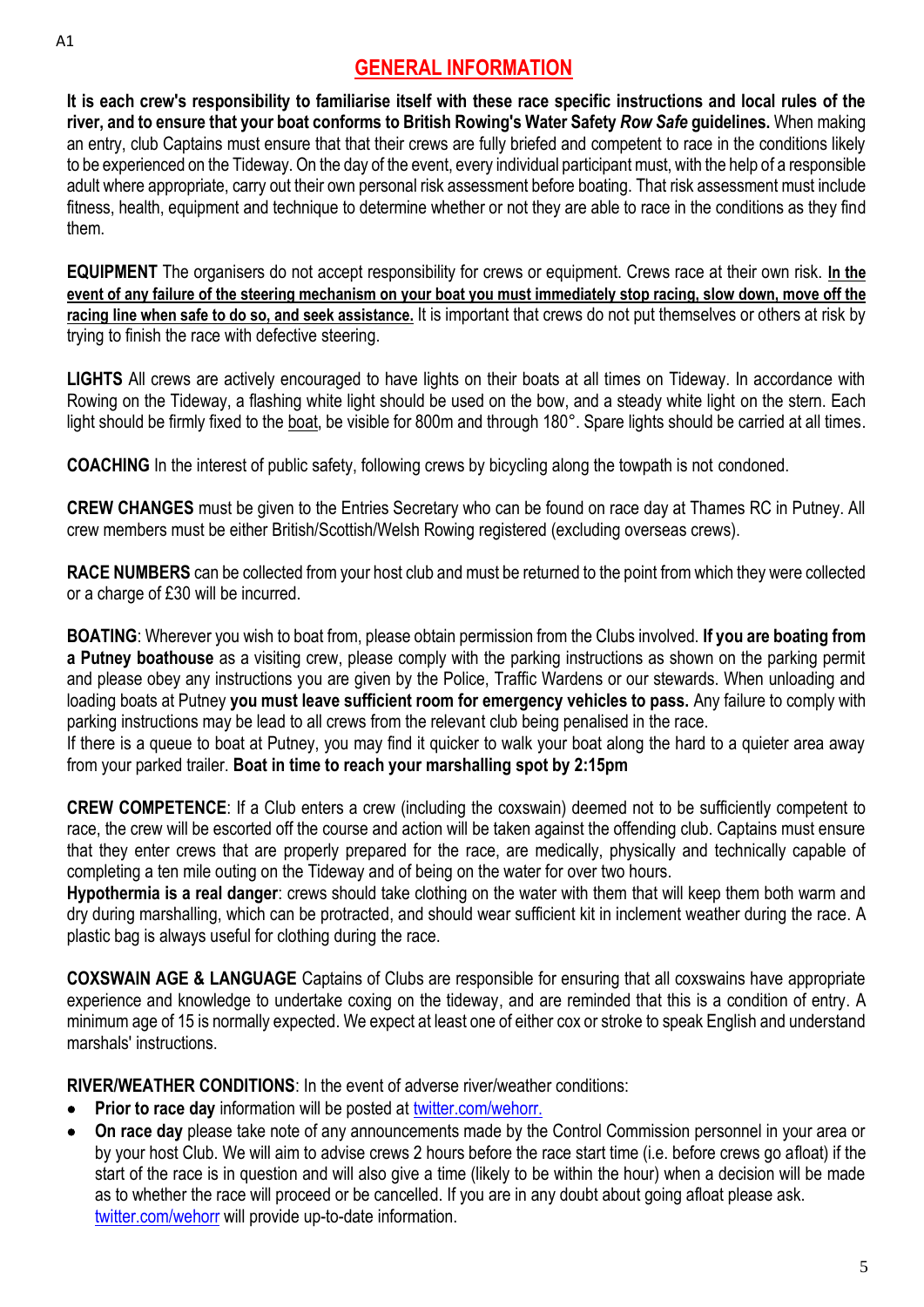A1

# GENERAL INFORMATION

**It is each crew's responsibility to familiarise itself with these race specific instructions and local rules of the river, and to ensure that your boat conforms to British Rowing's Water Safety *Row Safe* guidelines.** When making an entry, club Captains must ensure that that their crews are fully briefed and competent to race in the conditions likely to be experienced on the Tideway. On the day of the event, every individual participant must, with the help of a responsible adult where appropriate, carry out their own personal risk assessment before boating. That risk assessment must include fitness, health, equipment and technique to determine whether or not they are able to race in the conditions as they find them.

**EQUIPMENT** The organisers do not accept responsibility for crews or equipment. Crews race at their own risk. **In the event of any failure of the steering mechanism on your boat you must immediately stop racing, slow down, move off the racing line when safe to do so, and seek assistance.** It is important that crews do not put themselves or others at risk by trying to finish the race with defective steering.

**LIGHTS** All crews are actively encouraged to have lights on their boats at all times on Tideway. In accordance with Rowing on the Tideway, a flashing white light should be used on the bow, and a steady white light on the stern. Each light should be firmly fixed to the boat, be visible for 800m and through 180°. Spare lights should be carried at all times.

**COACHING** In the interest of public safety, following crews by bicycling along the towpath is not condoned.

**CREW CHANGES** must be given to the Entries Secretary who can be found on race day at Thames RC in Putney. All crew members must be either British/Scottish/Welsh Rowing registered (excluding overseas crews).

**RACE NUMBERS** can be collected from your host club and must be returned to the point from which they were collected or a charge of £30 will be incurred.

**BOATING**: Wherever you wish to boat from, please obtain permission from the Clubs involved. **If you are boating from a Putney boathouse** as a visiting crew, please comply with the parking instructions as shown on the parking permit and please obey any instructions you are given by the Police, Traffic Wardens or our stewards. When unloading and loading boats at Putney **you must leave sufficient room for emergency vehicles to pass.** Any failure to comply with parking instructions may be lead to all crews from the relevant club being penalised in the race.
If there is a queue to boat at Putney, you may find it quicker to walk your boat along the hard to a quieter area away from your parked trailer. **Boat in time to reach your marshalling spot by 2:15pm**

**CREW COMPETENCE**: If a Club enters a crew (including the coxswain) deemed not to be sufficiently competent to race, the crew will be escorted off the course and action will be taken against the offending club. Captains must ensure that they enter crews that are properly prepared for the race, are medically, physically and technically capable of completing a ten mile outing on the Tideway and of being on the water for over two hours.
**Hypothermia is a real danger**: crews should take clothing on the water with them that will keep them both warm and dry during marshalling, which can be protracted, and should wear sufficient kit in inclement weather during the race. A plastic bag is always useful for clothing during the race.

**COXSWAIN AGE & LANGUAGE** Captains of Clubs are responsible for ensuring that all coxswains have appropriate experience and knowledge to undertake coxing on the tideway, and are reminded that this is a condition of entry. A minimum age of 15 is normally expected. We expect at least one of either cox or stroke to speak English and understand marshals' instructions.

**RIVER/WEATHER CONDITIONS**: In the event of adverse river/weather conditions:

- **Prior to race day** information will be posted at twitter.com/wehorr.
- **On race day** please take note of any announcements made by the Control Commission personnel in your area or by your host Club. We will aim to advise crews 2 hours before the race start time (i.e. before crews go afloat) if the start of the race is in question and will also give a time (likely to be within the hour) when a decision will be made as to whether the race will proceed or be cancelled. If you are in any doubt about going afloat please ask. twitter.com/wehorr will provide up-to-date information.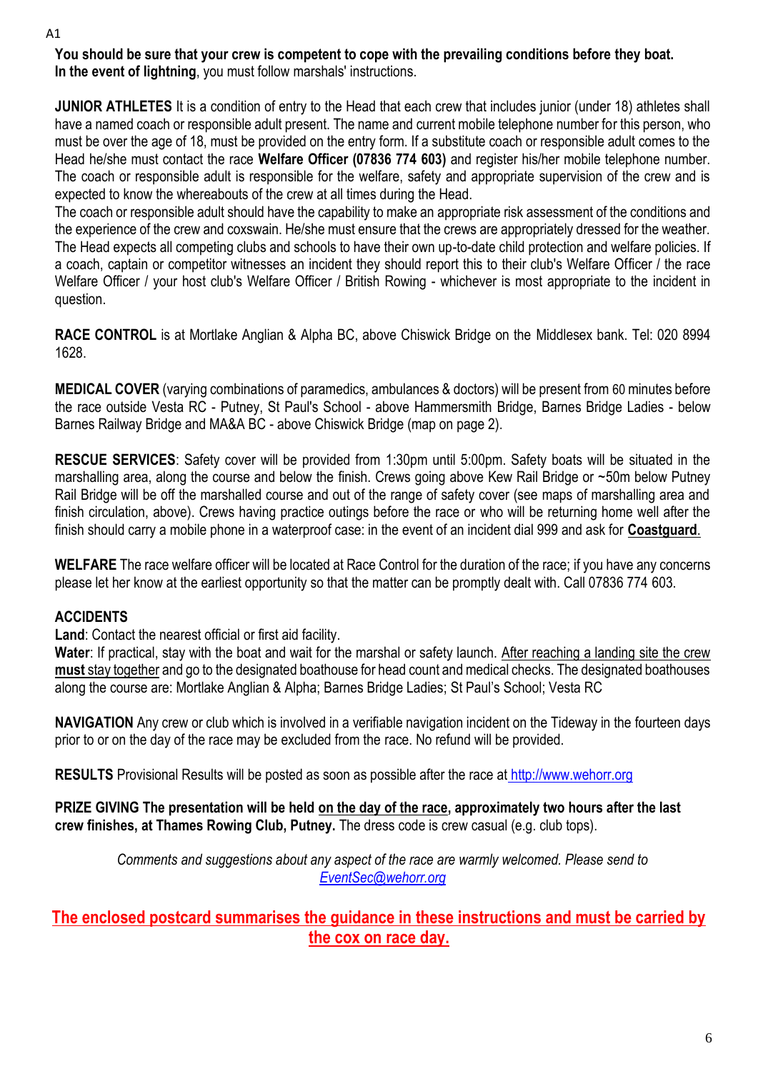A1

**You should be sure that your crew is competent to cope with the prevailing conditions before they boat.**
**In the event of lightning**, you must follow marshals' instructions.

**JUNIOR ATHLETES** It is a condition of entry to the Head that each crew that includes junior (under 18) athletes shall have a named coach or responsible adult present. The name and current mobile telephone number for this person, who must be over the age of 18, must be provided on the entry form. If a substitute coach or responsible adult comes to the Head he/she must contact the race **Welfare Officer (07836 774 603)** and register his/her mobile telephone number. The coach or responsible adult is responsible for the welfare, safety and appropriate supervision of the crew and is expected to know the whereabouts of the crew at all times during the Head.
The coach or responsible adult should have the capability to make an appropriate risk assessment of the conditions and the experience of the crew and coxswain. He/she must ensure that the crews are appropriately dressed for the weather. The Head expects all competing clubs and schools to have their own up-to-date child protection and welfare policies. If a coach, captain or competitor witnesses an incident they should report this to their club's Welfare Officer / the race Welfare Officer / your host club's Welfare Officer / British Rowing - whichever is most appropriate to the incident in question.

**RACE CONTROL** is at Mortlake Anglian & Alpha BC, above Chiswick Bridge on the Middlesex bank. Tel: 020 8994 1628.

**MEDICAL COVER** (varying combinations of paramedics, ambulances & doctors) will be present from 60 minutes before the race outside Vesta RC - Putney, St Paul's School - above Hammersmith Bridge, Barnes Bridge Ladies - below Barnes Railway Bridge and MA&A BC - above Chiswick Bridge (map on page 2).

**RESCUE SERVICES**: Safety cover will be provided from 1:30pm until 5:00pm. Safety boats will be situated in the marshalling area, along the course and below the finish. Crews going above Kew Rail Bridge or ~50m below Putney Rail Bridge will be off the marshalled course and out of the range of safety cover (see maps of marshalling area and finish circulation, above). Crews having practice outings before the race or who will be returning home well after the finish should carry a mobile phone in a waterproof case: in the event of an incident dial 999 and ask for **Coastguard**.

**WELFARE** The race welfare officer will be located at Race Control for the duration of the race; if you have any concerns please let her know at the earliest opportunity so that the matter can be promptly dealt with. Call 07836 774 603.

**ACCIDENTS**

**Land**: Contact the nearest official or first aid facility.
**Water**: If practical, stay with the boat and wait for the marshal or safety launch. After reaching a landing site the crew **must** stay together and go to the designated boathouse for head count and medical checks. The designated boathouses along the course are: Mortlake Anglian & Alpha; Barnes Bridge Ladies; St Paul's School; Vesta RC

**NAVIGATION** Any crew or club which is involved in a verifiable navigation incident on the Tideway in the fourteen days prior to or on the day of the race may be excluded from the race. No refund will be provided.

**RESULTS** Provisional Results will be posted as soon as possible after the race at http://www.wehorr.org

**PRIZE GIVING The presentation will be held on the day of the race, approximately two hours after the last crew finishes, at Thames Rowing Club, Putney.** The dress code is crew casual (e.g. club tops).

*Comments and suggestions about any aspect of the race are warmly welcomed. Please send to EventSec@wehorr.org*

**The enclosed postcard summarises the guidance in these instructions and must be carried by the cox on race day.**